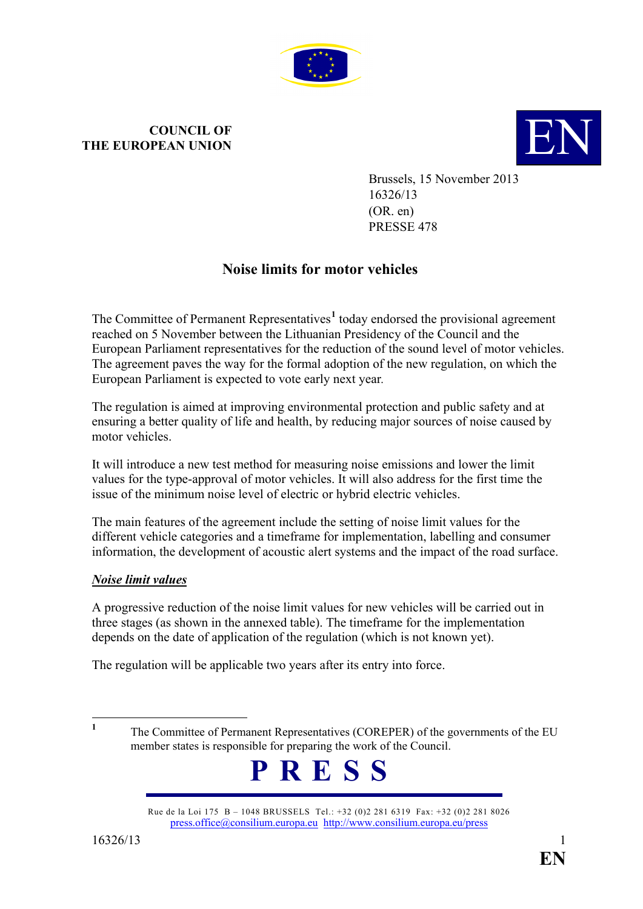COUNCIL OF
THE EUROPEAN UNION

EN

Brussels, 15 November 2013
16326/13
(OR. en)
PRESSE 478

# Noise limits for motor vehicles

The Committee of Permanent Representatives[1] today endorsed the provisional agreement reached on 5 November between the Lithuanian Presidency of the Council and the European Parliament representatives for the reduction of the sound level of motor vehicles. The agreement paves the way for the formal adoption of the new regulation, on which the European Parliament is expected to vote early next year.

The regulation is aimed at improving environmental protection and public safety and at ensuring a better quality of life and health, by reducing major sources of noise caused by motor vehicles.

It will introduce a new test method for measuring noise emissions and lower the limit values for the type-approval of motor vehicles. It will also address for the first time the issue of the minimum noise level of electric or hybrid electric vehicles.

The main features of the agreement include the setting of noise limit values for the different vehicle categories and a timeframe for implementation, labelling and consumer information, the development of acoustic alert systems and the impact of the road surface.

## ***Noise limit values***

A progressive reduction of the noise limit values for new vehicles will be carried out in three stages (as shown in the annexed table). The timeframe for the implementation depends on the date of application of the regulation (which is not known yet).

The regulation will be applicable two years after its entry into force.

[1] The Committee of Permanent Representatives (COREPER) of the governments of the EU member states is responsible for preparing the work of the Council.

**PRESS**

Rue de la Loi 175 B – 1048 BRUSSELS Tel.: +32 (0)2 281 6319 Fax: +32 (0)2 281 8026
press.office@consilium.europa.eu http://www.consilium.europa.eu/press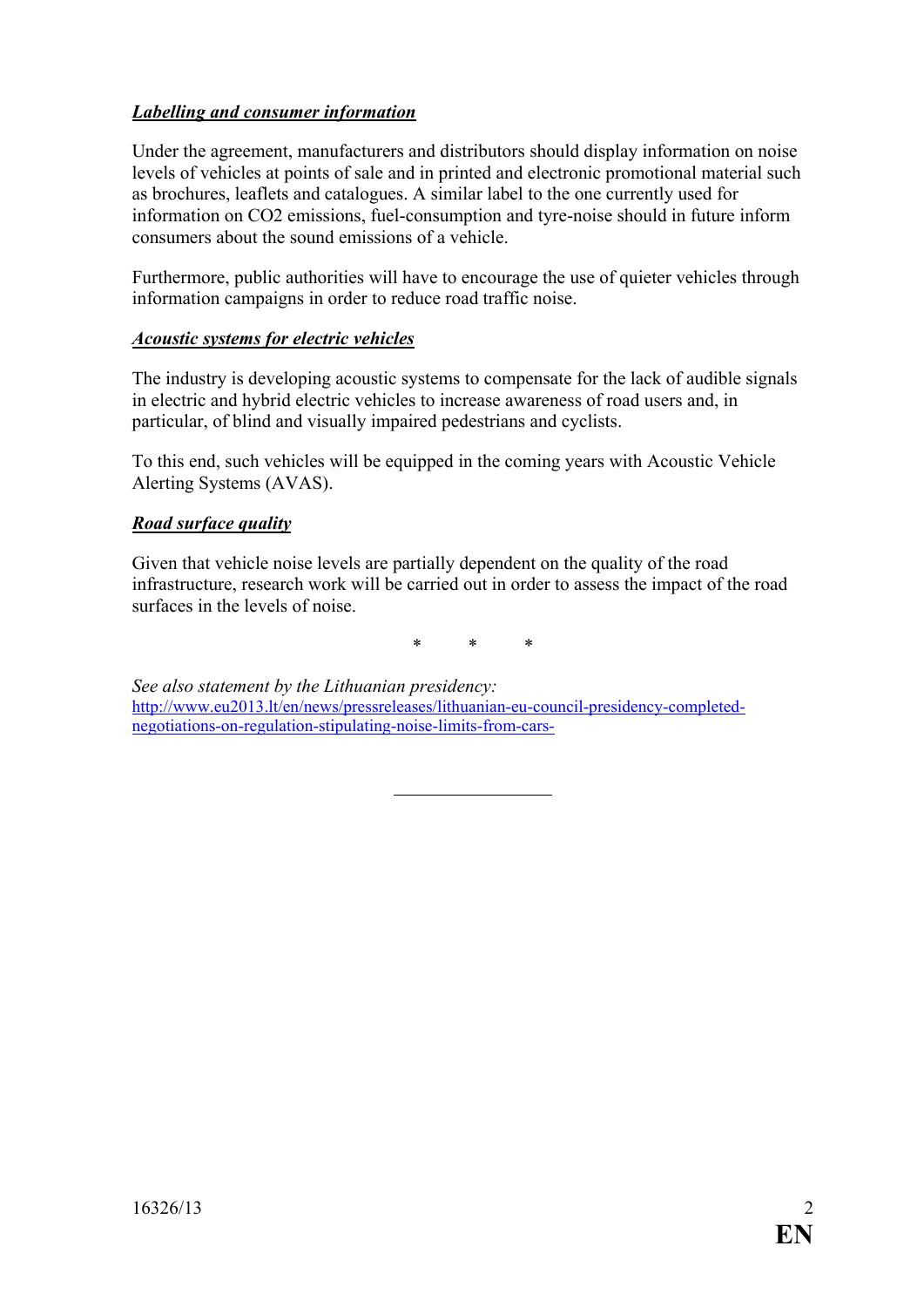***Labelling and consumer information***

Under the agreement, manufacturers and distributors should display information on noise levels of vehicles at points of sale and in printed and electronic promotional material such as brochures, leaflets and catalogues. A similar label to the one currently used for information on $CO_2$ emissions, fuel-consumption and tyre-noise should in future inform consumers about the sound emissions of a vehicle.

Furthermore, public authorities will have to encourage the use of quieter vehicles through information campaigns in order to reduce road traffic noise.

***Acoustic systems for electric vehicles***

The industry is developing acoustic systems to compensate for the lack of audible signals in electric and hybrid electric vehicles to increase awareness of road users and, in particular, of blind and visually impaired pedestrians and cyclists.

To this end, such vehicles will be equipped in the coming years with Acoustic Vehicle Alerting Systems (AVAS).

***Road surface quality***

Given that vehicle noise levels are partially dependent on the quality of the road infrastructure, research work will be carried out in order to assess the impact of the road surfaces in the levels of noise.

\* \* \*

*See also statement by the Lithuanian presidency:*
[http://www.eu2013.lt/en/news/pressreleases/lithuanian-eu-council-presidency-completed-negotiations-on-regulation-stipulating-noise-limits-from-cars-](http://www.eu2013.lt/en/news/pressreleases/lithuanian-eu-council-presidency-completed-negotiations-on-regulation-stipulating-noise-limits-from-cars-)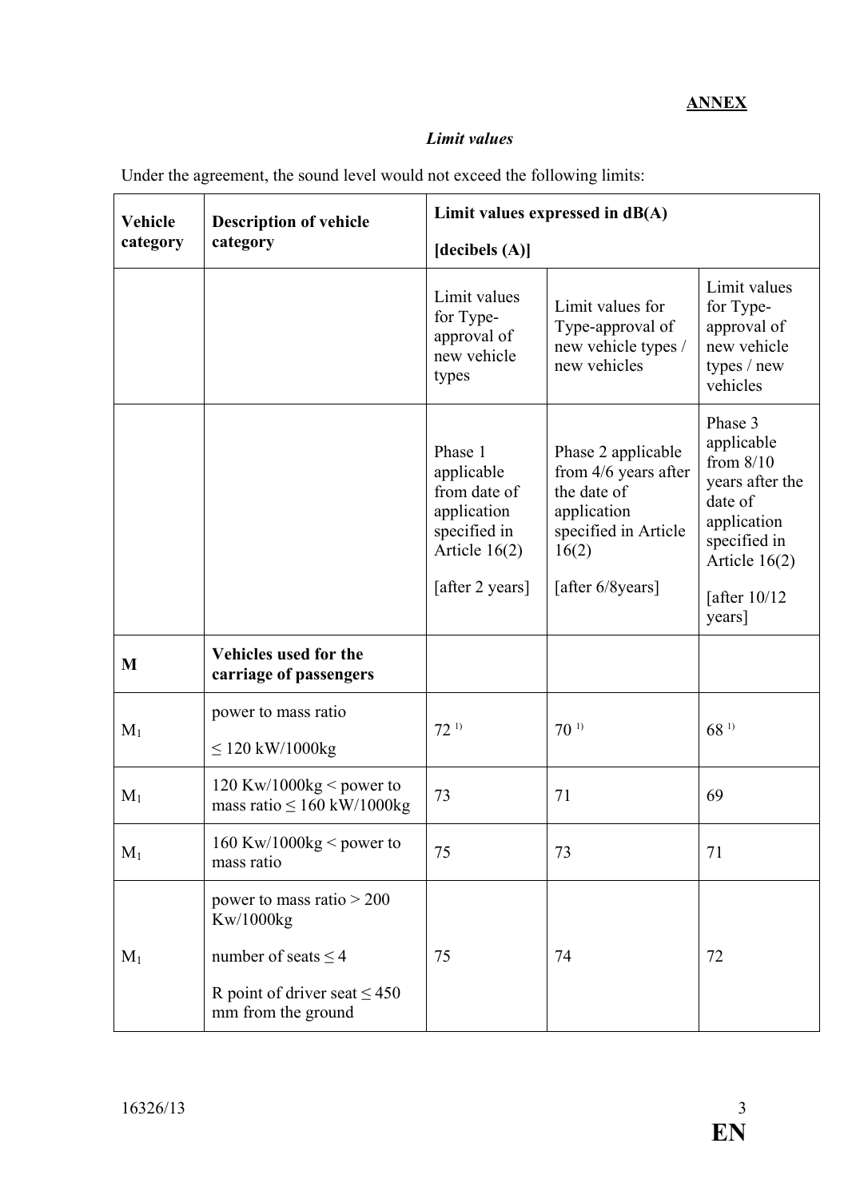**ANNEX**

*Limit values*

Under the agreement, the sound level would not exceed the following limits:

| Vehicle category | Description of vehicle category | Limit values expressed in dB(A) [decibels (A)] | | |
|---|---|---|---|---|
| | | Limit values for Type-approval of new vehicle types | Limit values for Type-approval of new vehicle types / new vehicles | Limit values for Type-approval of new vehicle types / new vehicles |
| | | Phase 1 applicable from date of application specified in Article 16(2) [after 2 years] | Phase 2 applicable from 4/6 years after the date of application specified in Article 16(2) [after 6/8years] | Phase 3 applicable from 8/10 years after the date of application specified in Article 16(2) [after 10/12 years] |
| **M** | **Vehicles used for the carriage of passengers** | | | |
| $M_1$ | power to mass ratio ≤ 120 kW/1000kg | 72 [1)] | 70 [1)] | 68 [1)] |
| $M_1$ | 120 Kw/1000kg < power to mass ratio ≤ 160 kW/1000kg | 73 | 71 | 69 |
| $M_1$ | 160 Kw/1000kg < power to mass ratio | 75 | 73 | 71 |
| $M_1$ | power to mass ratio > 200 Kw/1000kg number of seats ≤ 4 R point of driver seat ≤ 450 mm from the ground | 75 | 74 | 72 |

16326/13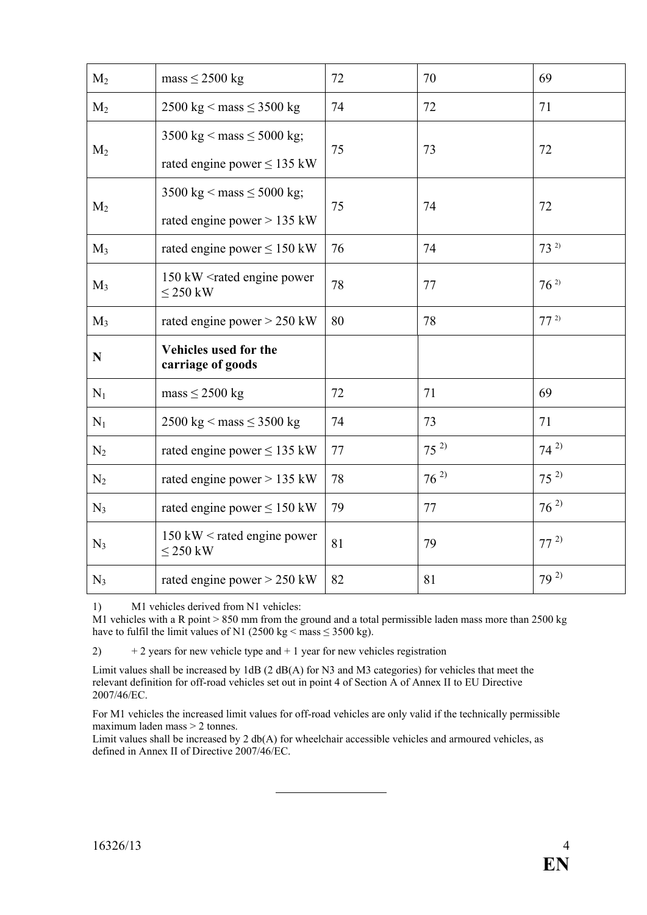| | | | | |
|---|---|---|---|---|
| $M_2$ | mass ≤ 2500 kg | 72 | 70 | 69 |
| $M_2$ | 2500 kg < mass ≤ 3500 kg | 74 | 72 | 71 |
| $M_2$ | 3500 kg < mass ≤ 5000 kg; rated engine power ≤ 135 kW | 75 | 73 | 72 |
| $M_2$ | 3500 kg < mass ≤ 5000 kg; rated engine power > 135 kW | 75 | 74 | 72 |
| $M_3$ | rated engine power ≤ 150 kW | 76 | 74 | 73 [2)] |
| $M_3$ | 150 kW <rated engine power ≤ 250 kW | 78 | 77 | 76 [2)] |
| $M_3$ | rated engine power > 250 kW | 80 | 78 | 77 [2)] |
| **N** | **Vehicles used for the carriage of goods** | | | |
| $N_1$ | mass ≤ 2500 kg | 72 | 71 | 69 |
| $N_1$ | 2500 kg < mass ≤ 3500 kg | 74 | 73 | 71 |
| $N_2$ | rated engine power ≤ 135 kW | 77 | 75 [2)] | 74 [2)] |
| $N_2$ | rated engine power > 135 kW | 78 | 76 [2)] | 75 [2)] |
| $N_3$ | rated engine power ≤ 150 kW | 79 | 77 | 76 [2)] |
| $N_3$ | 150 kW < rated engine power ≤ 250 kW | 81 | 79 | 77 [2)] |
| $N_3$ | rated engine power > 250 kW | 82 | 81 | 79 [2)] |

1) M1 vehicles derived from N1 vehicles:
M1 vehicles with a R point > 850 mm from the ground and a total permissible laden mass more than 2500 kg have to fulfil the limit values of N1 (2500 kg < mass ≤ 3500 kg).

2) + 2 years for new vehicle type and + 1 year for new vehicles registration

Limit values shall be increased by 1dB (2 dB(A) for N3 and M3 categories) for vehicles that meet the relevant definition for off-road vehicles set out in point 4 of Section A of Annex II to EU Directive 2007/46/EC.

For M1 vehicles the increased limit values for off-road vehicles are only valid if the technically permissible maximum laden mass > 2 tonnes.
Limit values shall be increased by 2 db(A) for wheelchair accessible vehicles and armoured vehicles, as defined in Annex II of Directive 2007/46/EC.